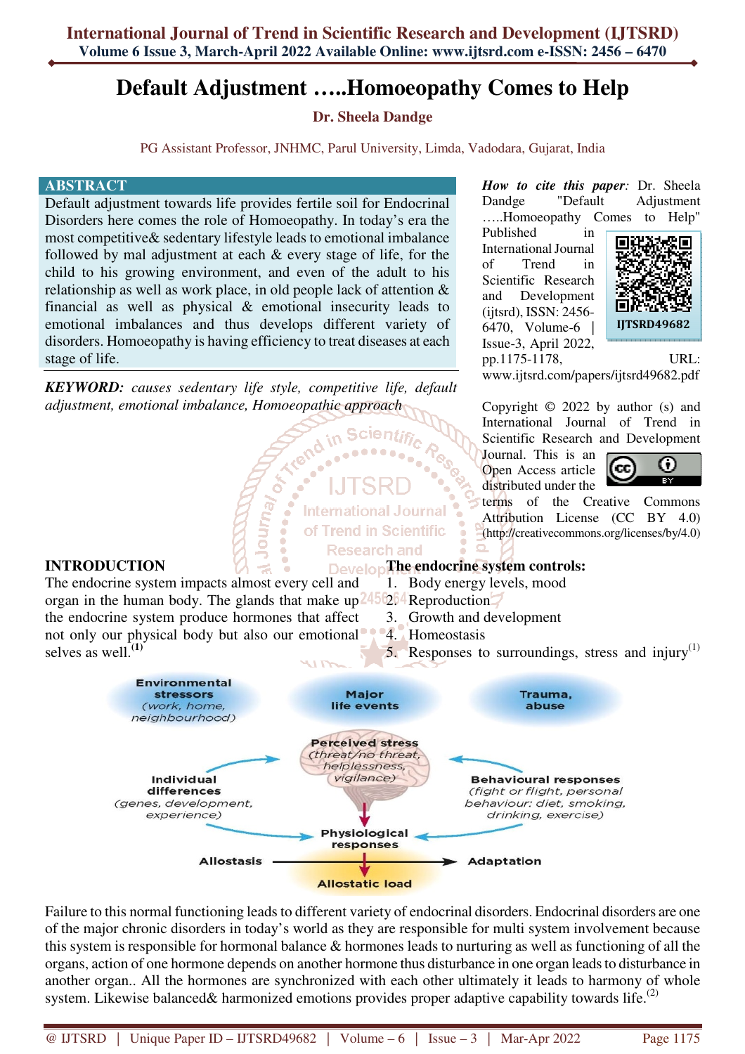# Default Adjustment .....Homoeopathy Comes to Help

**Dr. Sheela Dandge**

PG Assistant Professor, JNHMC, Parul University, Limda, Vadodara, Gujarat, India

## ABSTRACT

Default adjustment towards life provides fertile soil for Endocrinal Disorders here comes the role of Homoeopathy. In today's era the most competitive& sedentary lifestyle leads to emotional imbalance followed by mal adjustment at each & every stage of life, for the child to his growing environment, and even of the adult to his relationship as well as work place, in old people lack of attention & financial as well as physical & emotional insecurity leads to emotional imbalances and thus develops different variety of disorders. Homoeopathy is having efficiency to treat diseases at each stage of life.

***KEYWORD:*** *causes sedentary life style, competitive life, default adjustment, emotional imbalance, Homoeopathic approach*

***How to cite this paper:*** Dr. Sheela Dandge "Default Adjustment .....Homoeopathy Comes to Help" Published in International Journal of Trend in Scientific Research and Development (ijtsrd), ISSN: 2456-6470, Volume-6 | Issue-3, April 2022, pp.1175-1178, URL: www.ijtsrd.com/papers/ijtsrd49682.pdf

IJTSRD49682

Copyright © 2022 by author (s) and International Journal of Trend in Scientific Research and Development Journal. This is an Open Access article distributed under the terms of the Creative Commons Attribution License (CC BY 4.0) (http://creativecommons.org/licenses/by/4.0)

## INTRODUCTION

The endocrine system impacts almost every cell and organ in the human body. The glands that make up the endocrine system produce hormones that affect not only our physical body but also our emotional selves as well.[1]

**The endocrine system controls:**

1. Body energy levels, mood
2. Reproduction
3. Growth and development
4. Homeostasis
5. Responses to surroundings, stress and injury[1]

Environmental stressors (work, home, neighbourhood)

Major life events

Trauma, abuse

Perceived stress (threat/no threat, helplessness, vigilance)

Individual differences (genes, development, experience)

Behavioural responses (fight or flight, personal behaviour: diet, smoking, drinking, exercise)

Physiological responses

Allostasis → Adaptation

Allostatic load

Failure to this normal functioning leads to different variety of endocrinal disorders. Endocrinal disorders are one of the major chronic disorders in today's world as they are responsible for multi system involvement because this system is responsible for hormonal balance & hormones leads to nurturing as well as functioning of all the organs, action of one hormone depends on another hormone thus disturbance in one organ leads to disturbance in another organ.. All the hormones are synchronized with each other ultimately it leads to harmony of whole system. Likewise balanced& harmonized emotions provides proper adaptive capability towards life.[2]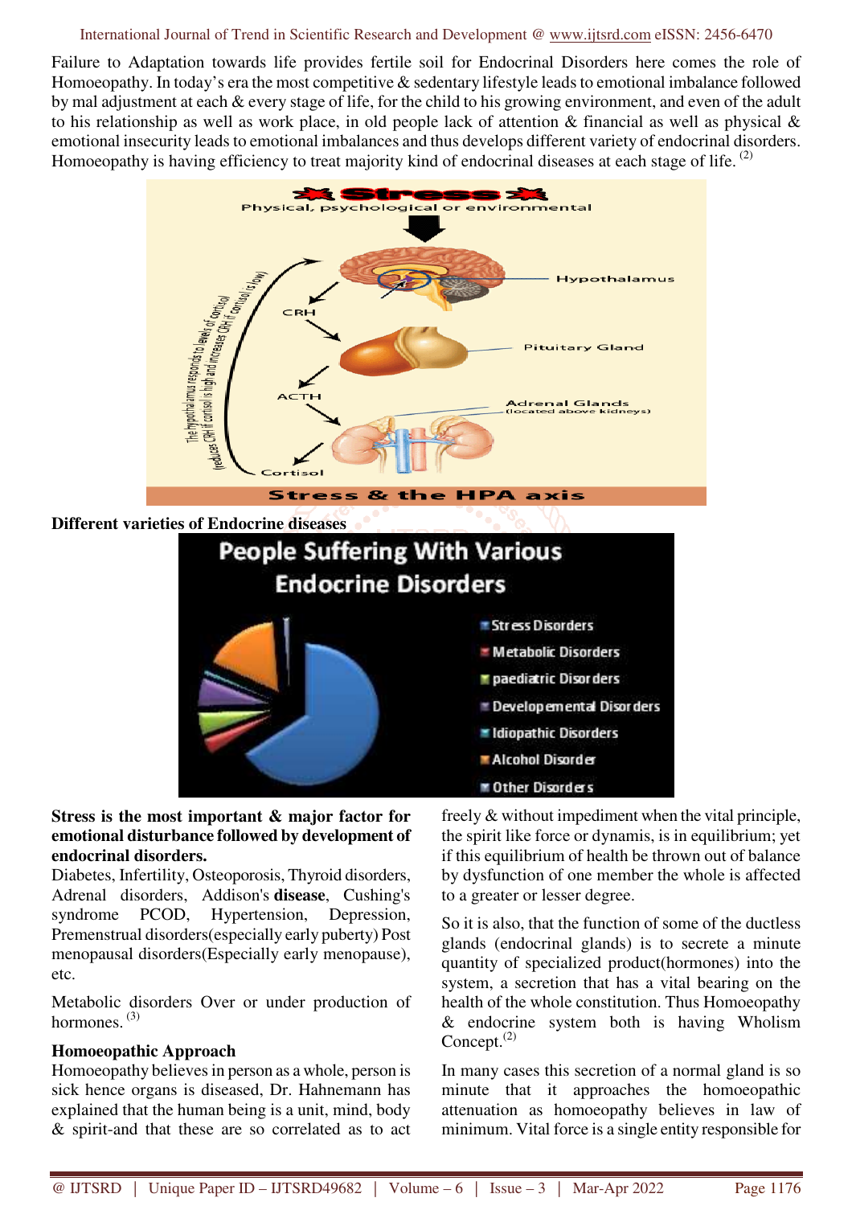Failure to Adaptation towards life provides fertile soil for Endocrinal Disorders here comes the role of Homoeopathy. In today's era the most competitive & sedentary lifestyle leads to emotional imbalance followed by mal adjustment at each & every stage of life, for the child to his growing environment, and even of the adult to his relationship as well as work place, in old people lack of attention & financial as well as physical & emotional insecurity leads to emotional imbalances and thus develops different variety of endocrinal disorders. Homoeopathy is having efficiency to treat majority kind of endocrinal diseases at each stage of life. [2]

**Different varieties of Endocrine diseases**

**Stress is the most important & major factor for emotional disturbance followed by development of endocrinal disorders.**

Diabetes, Infertility, Osteoporosis, Thyroid disorders, Adrenal disorders, Addison's **disease**, Cushing's syndrome PCOD, Hypertension, Depression, Premenstrual disorders(especially early puberty) Post menopausal disorders(Especially early menopause), etc.

Metabolic disorders Over or under production of hormones. [3]

**Homoeopathic Approach**

Homoeopathy believes in person as a whole, person is sick hence organs is diseased, Dr. Hahnemann has explained that the human being is a unit, mind, body & spirit-and that these are so correlated as to act freely & without impediment when the vital principle, the spirit like force or dynamis, is in equilibrium; yet if this equilibrium of health be thrown out of balance by dysfunction of one member the whole is affected to a greater or lesser degree.

So it is also, that the function of some of the ductless glands (endocrinal glands) is to secrete a minute quantity of specialized product(hormones) into the system, a secretion that has a vital bearing on the health of the whole constitution. Thus Homoeopathy & endocrine system both is having Wholism Concept.[2]

In many cases this secretion of a normal gland is so minute that it approaches the homoeopathic attenuation as homoeopathy believes in law of minimum. Vital force is a single entity responsible for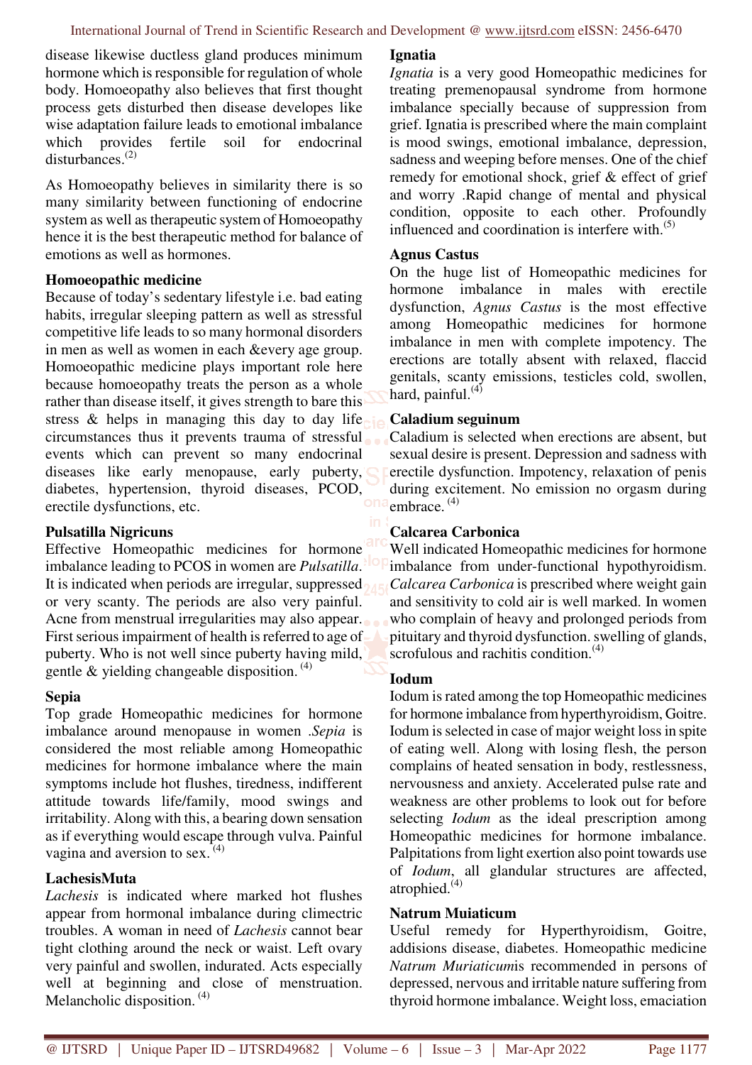disease likewise ductless gland produces minimum hormone which is responsible for regulation of whole body. Homoeopathy also believes that first thought process gets disturbed then disease developes like wise adaptation failure leads to emotional imbalance which provides fertile soil for endocrinal disturbances.[2]

As Homoeopathy believes in similarity there is so many similarity between functioning of endocrine system as well as therapeutic system of Homoeopathy hence it is the best therapeutic method for balance of emotions as well as hormones.

### Homoeopathic medicine

Because of today's sedentary lifestyle i.e. bad eating habits, irregular sleeping pattern as well as stressful competitive life leads to so many hormonal disorders in men as well as women in each &every age group. Homoeopathic medicine plays important role here because homoeopathy treats the person as a whole rather than disease itself, it gives strength to bare this stress & helps in managing this day to day life circumstances thus it prevents trauma of stressful events which can prevent so many endocrinal diseases like early menopause, early puberty, diabetes, hypertension, thyroid diseases, PCOD, erectile dysfunctions, etc.

### Pulsatilla Nigricuns

Effective Homeopathic medicines for hormone imbalance leading to PCOS in women are *Pulsatilla*. It is indicated when periods are irregular, suppressed or very scanty. The periods are also very painful. Acne from menstrual irregularities may also appear. First serious impairment of health is referred to age of puberty. Who is not well since puberty having mild, gentle & yielding changeable disposition. [4]

### Sepia

Top grade Homeopathic medicines for hormone imbalance around menopause in women .*Sepia* is considered the most reliable among Homeopathic medicines for hormone imbalance where the main symptoms include hot flushes, tiredness, indifferent attitude towards life/family, mood swings and irritability. Along with this, a bearing down sensation as if everything would escape through vulva. Painful vagina and aversion to sex. [4]

### LachesisMuta

*Lachesis* is indicated where marked hot flushes appear from hormonal imbalance during climectric troubles. A woman in need of *Lachesis* cannot bear tight clothing around the neck or waist. Left ovary very painful and swollen, indurated. Acts especially well at beginning and close of menstruation. Melancholic disposition. [4]

### Ignatia

*Ignatia* is a very good Homeopathic medicines for treating premenopausal syndrome from hormone imbalance specially because of suppression from grief. Ignatia is prescribed where the main complaint is mood swings, emotional imbalance, depression, sadness and weeping before menses. One of the chief remedy for emotional shock, grief & effect of grief and worry .Rapid change of mental and physical condition, opposite to each other. Profoundly influenced and coordination is interfere with.[5]

### Agnus Castus

On the huge list of Homeopathic medicines for hormone imbalance in males with erectile dysfunction, *Agnus Castus* is the most effective among Homeopathic medicines for hormone imbalance in men with complete impotency. The erections are totally absent with relaxed, flaccid genitals, scanty emissions, testicles cold, swollen, hard, painful.[4]

### Caladium seguinum

Caladium is selected when erections are absent, but sexual desire is present. Depression and sadness with erectile dysfunction. Impotency, relaxation of penis during excitement. No emission no orgasm during embrace. [4]

### Calcarea Carbonica

Well indicated Homeopathic medicines for hormone imbalance from under-functional hypothyroidism. *Calcarea Carbonica* is prescribed where weight gain and sensitivity to cold air is well marked. In women who complain of heavy and prolonged periods from pituitary and thyroid dysfunction. swelling of glands, scrofulous and rachitis condition.[4]

### Iodum

Iodum is rated among the top Homeopathic medicines for hormone imbalance from hyperthyroidism, Goitre. Iodum is selected in case of major weight loss in spite of eating well. Along with losing flesh, the person complains of heated sensation in body, restlessness, nervousness and anxiety. Accelerated pulse rate and weakness are other problems to look out for before selecting *Iodum* as the ideal prescription among Homeopathic medicines for hormone imbalance. Palpitations from light exertion also point towards use of *Iodum*, all glandular structures are affected, atrophied.[4]

### Natrum Muiaticum

Useful remedy for Hyperthyroidism, Goitre, addisions disease, diabetes. Homeopathic medicine *Natrum Muriaticum*is recommended in persons of depressed, nervous and irritable nature suffering from thyroid hormone imbalance. Weight loss, emaciation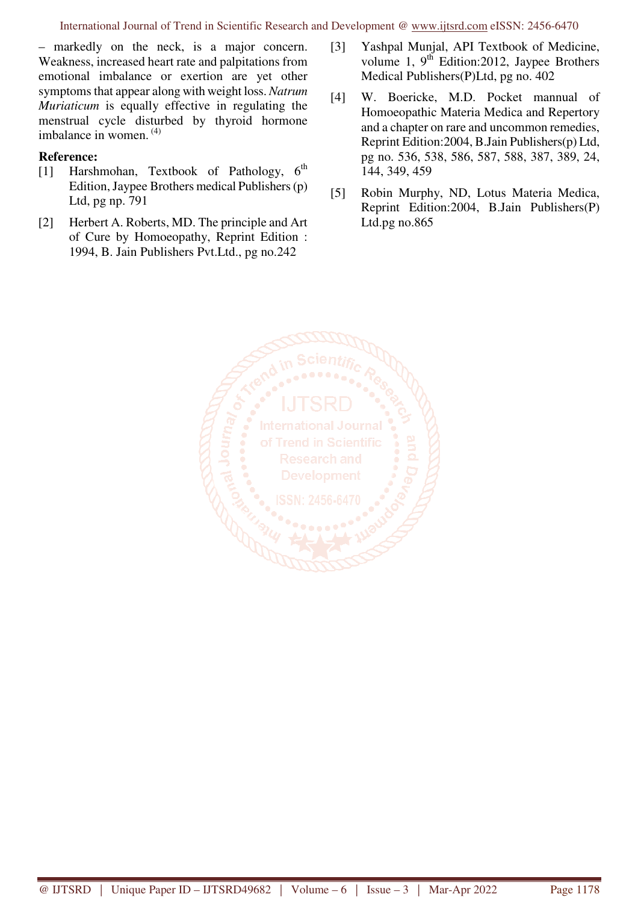– markedly on the neck, is a major concern. Weakness, increased heart rate and palpitations from emotional imbalance or exertion are yet other symptoms that appear along with weight loss. *Natrum Muriaticum* is equally effective in regulating the menstrual cycle disturbed by thyroid hormone imbalance in women. [4]

**Reference:**

[1] Harshmohan, Textbook of Pathology, 6th Edition, Jaypee Brothers medical Publishers (p) Ltd, pg np. 791

[2] Herbert A. Roberts, MD. The principle and Art of Cure by Homoeopathy, Reprint Edition : 1994, B. Jain Publishers Pvt.Ltd., pg no.242

[3] Yashpal Munjal, API Textbook of Medicine, volume 1, 9th Edition:2012, Jaypee Brothers Medical Publishers(P)Ltd, pg no. 402

[4] W. Boericke, M.D. Pocket mannual of Homoeopathic Materia Medica and Repertory and a chapter on rare and uncommon remedies, Reprint Edition:2004, B.Jain Publishers(p) Ltd, pg no. 536, 538, 586, 587, 588, 387, 389, 24, 144, 349, 459

[5] Robin Murphy, ND, Lotus Materia Medica, Reprint Edition:2004, B.Jain Publishers(P) Ltd.pg no.865